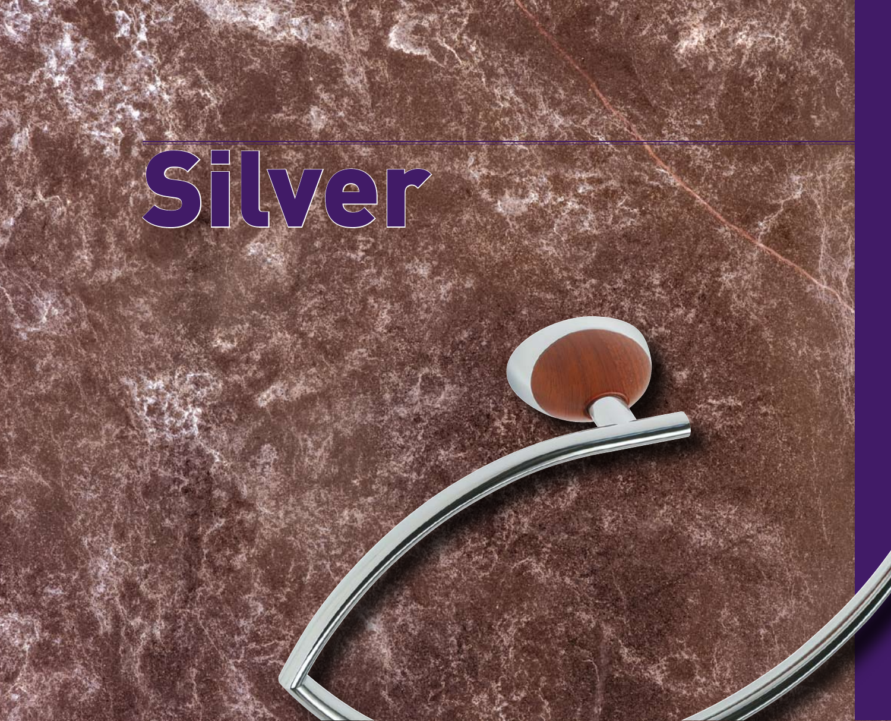# Silver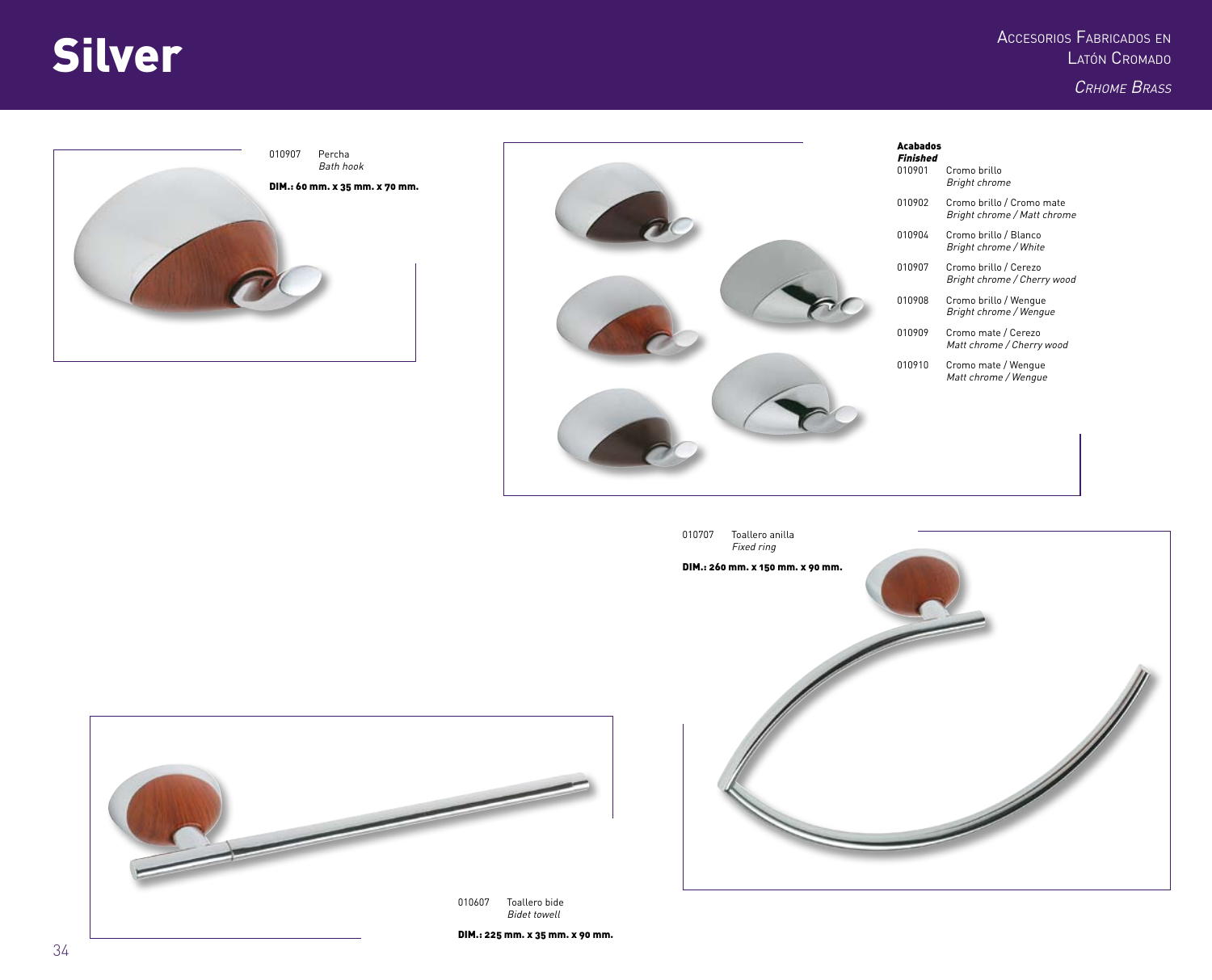# Silver

Accesorios Fabricados en Latón Cromado

*Crhome Brass*

010907 Percha
*Bath hook*

**DIM.: 60 mm. x 35 mm. x 70 mm.**

**Acabados**
***Finished***

| | |
|---|---|
| 010901 | Cromo brillo<br>*Bright chrome* |
| 010902 | Cromo brillo / Cromo mate<br>*Bright chrome / Matt chrome* |
| 010904 | Cromo brillo / Blanco<br>*Bright chrome / White* |
| 010907 | Cromo brillo / Cerezo<br>*Bright chrome / Cherry wood* |
| 010908 | Cromo brillo / Wengue<br>*Bright chrome / Wengue* |
| 010909 | Cromo mate / Cerezo<br>*Matt chrome / Cherry wood* |
| 010910 | Cromo mate / Wengue<br>*Matt chrome / Wengue* |

010707 Toallero anilla
*Fixed ring*

**DIM.: 260 mm. x 150 mm. x 90 mm.**

010607 Toallero bide
*Bidet towell*

**DIM.: 225 mm. x 35 mm. x 90 mm.**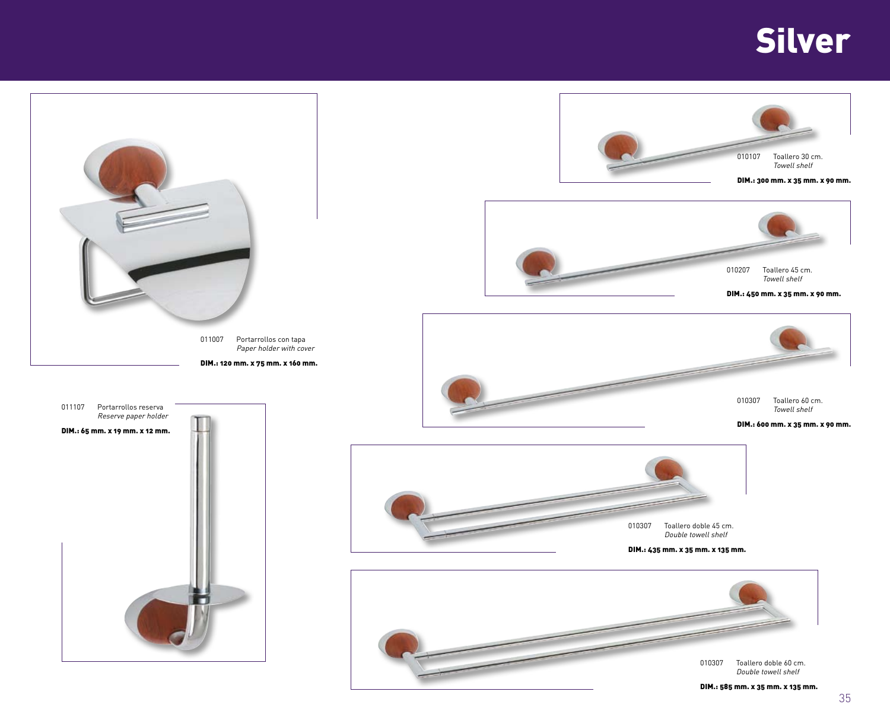# Silver

011007 Portarrollos con tapa
*Paper holder with cover*

**DIM.: 120 mm. x 75 mm. x 160 mm.**

011107 Portarrollos reserva
*Reserve paper holder*

**DIM.: 65 mm. x 19 mm. x 12 mm.**

010107 Toallero 30 cm.
*Towell shelf*

**DIM.: 300 mm. x 35 mm. x 90 mm.**

010207 Toallero 45 cm.
*Towell shelf*

**DIM.: 450 mm. x 35 mm. x 90 mm.**

010307 Toallero 60 cm.
*Towell shelf*

**DIM.: 600 mm. x 35 mm. x 90 mm.**

010307 Toallero doble 45 cm.
*Double towell shelf*

**DIM.: 435 mm. x 35 mm. x 135 mm.**

010307 Toallero doble 60 cm.
*Double towell shelf*

**DIM.: 585 mm. x 35 mm. x 135 mm.**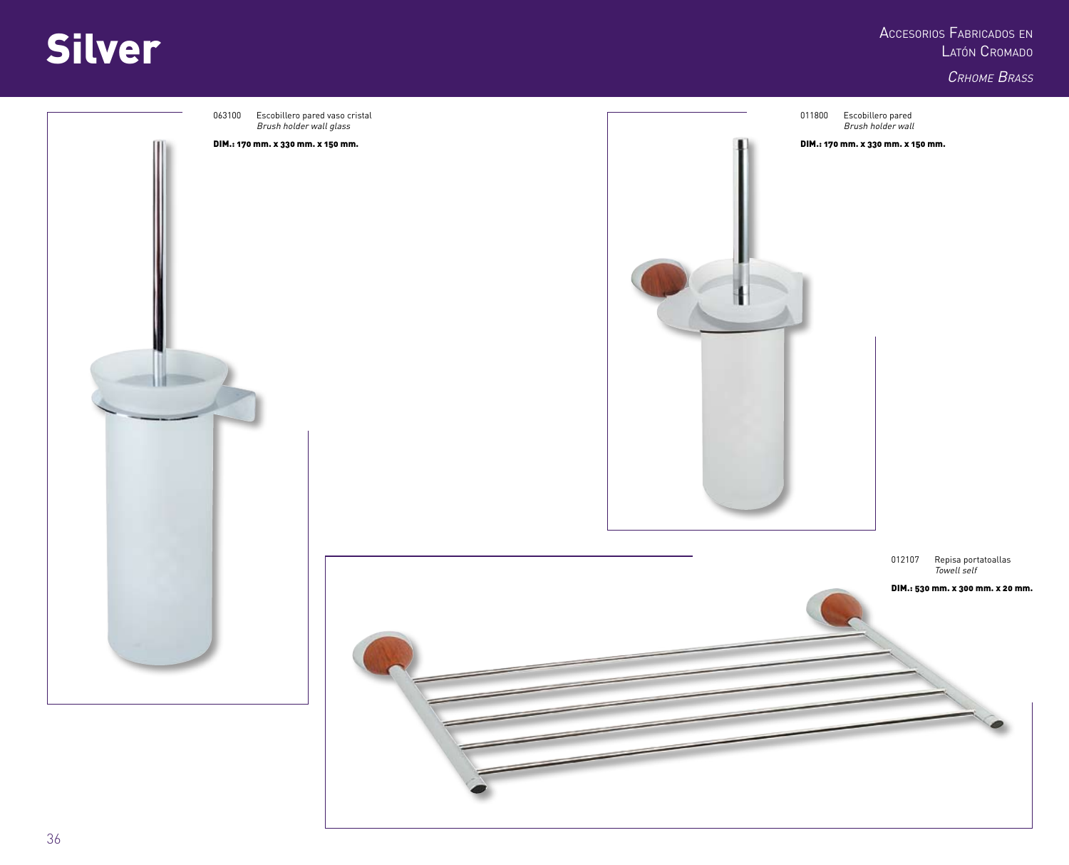# Silver

Accesorios Fabricados en Latón Cromado

*Crhome Brass*

063100 Escobillero pared vaso cristal
*Brush holder wall glass*

**DIM.: 170 mm. x 330 mm. x 150 mm.**

011800 Escobillero pared
*Brush holder wall*

**DIM.: 170 mm. x 330 mm. x 150 mm.**

012107 Repisa portatoallas
*Towell self*

**DIM.: 530 mm. x 300 mm. x 20 mm.**